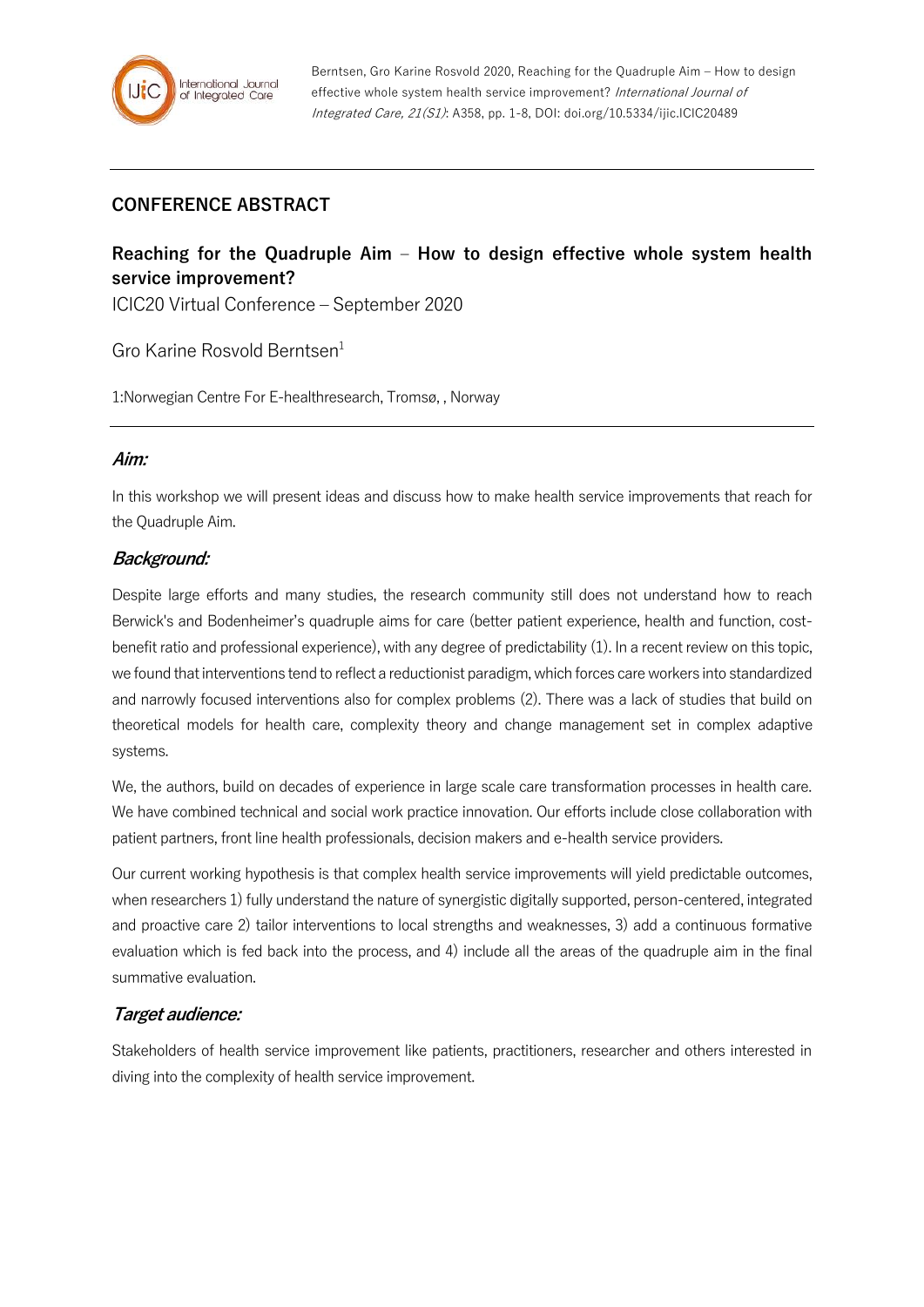Berntsen, Gro Karine Rosvold 2020, Reaching for the Quadruple Aim – How to design effective whole system health service improvement? *International Journal of Integrated Care, 21(S1)*: A358, pp. 1-8, DOI: doi.org/10.5334/ijic.ICIC20489

## CONFERENCE ABSTRACT

# Reaching for the Quadruple Aim – How to design effective whole system health service improvement?

ICIC20 Virtual Conference – September 2020

Gro Karine Rosvold Berntsen[1]

1:Norwegian Centre For E-healthresearch, Tromsø, , Norway

### *Aim:*

In this workshop we will present ideas and discuss how to make health service improvements that reach for the Quadruple Aim.

### *Background:*

Despite large efforts and many studies, the research community still does not understand how to reach Berwick's and Bodenheimer's quadruple aims for care (better patient experience, health and function, cost-benefit ratio and professional experience), with any degree of predictability (1). In a recent review on this topic, we found that interventions tend to reflect a reductionist paradigm, which forces care workers into standardized and narrowly focused interventions also for complex problems (2). There was a lack of studies that build on theoretical models for health care, complexity theory and change management set in complex adaptive systems.

We, the authors, build on decades of experience in large scale care transformation processes in health care. We have combined technical and social work practice innovation. Our efforts include close collaboration with patient partners, front line health professionals, decision makers and e-health service providers.

Our current working hypothesis is that complex health service improvements will yield predictable outcomes, when researchers 1) fully understand the nature of synergistic digitally supported, person-centered, integrated and proactive care 2) tailor interventions to local strengths and weaknesses, 3) add a continuous formative evaluation which is fed back into the process, and 4) include all the areas of the quadruple aim in the final summative evaluation.

### *Target audience:*

Stakeholders of health service improvement like patients, practitioners, researcher and others interested in diving into the complexity of health service improvement.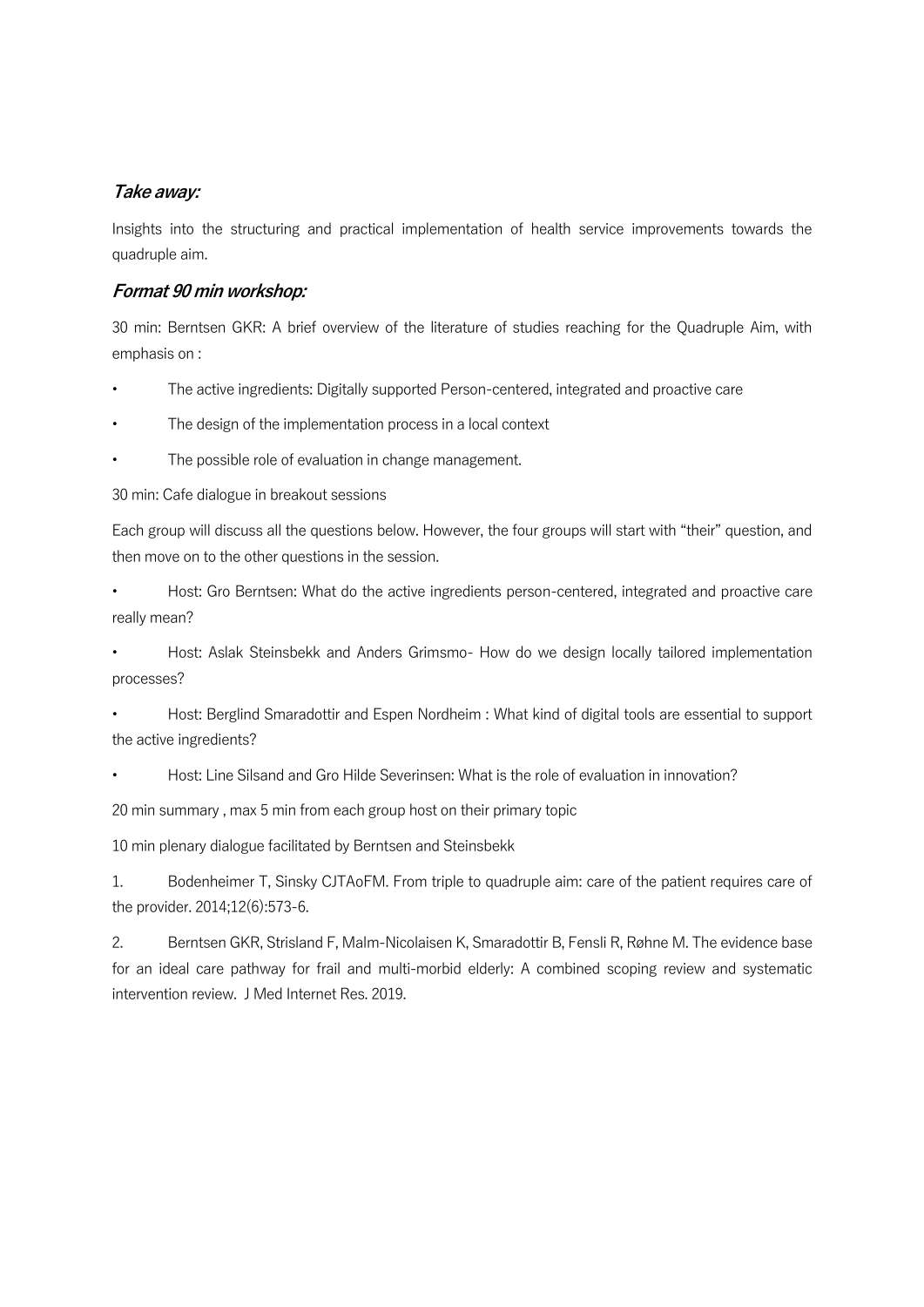### *Take away:*

Insights into the structuring and practical implementation of health service improvements towards the quadruple aim.

### *Format 90 min workshop:*

30 min: Berntsen GKR: A brief overview of the literature of studies reaching for the Quadruple Aim, with emphasis on :

- The active ingredients: Digitally supported Person-centered, integrated and proactive care
- The design of the implementation process in a local context
- The possible role of evaluation in change management.

30 min: Cafe dialogue in breakout sessions

Each group will discuss all the questions below. However, the four groups will start with "their" question, and then move on to the other questions in the session.

- Host: Gro Berntsen: What do the active ingredients person-centered, integrated and proactive care really mean?
- Host: Aslak Steinsbekk and Anders Grimsmo- How do we design locally tailored implementation processes?
- Host: Berglind Smaradottir and Espen Nordheim : What kind of digital tools are essential to support the active ingredients?
- Host: Line Silsand and Gro Hilde Severinsen: What is the role of evaluation in innovation?

20 min summary , max 5 min from each group host on their primary topic

10 min plenary dialogue facilitated by Berntsen and Steinsbekk

1. Bodenheimer T, Sinsky CJTAoFM. From triple to quadruple aim: care of the patient requires care of the provider. 2014;12(6):573-6.
2. Berntsen GKR, Strisland F, Malm-Nicolaisen K, Smaradottir B, Fensli R, Røhne M. The evidence base for an ideal care pathway for frail and multi-morbid elderly: A combined scoping review and systematic intervention review. J Med Internet Res. 2019.